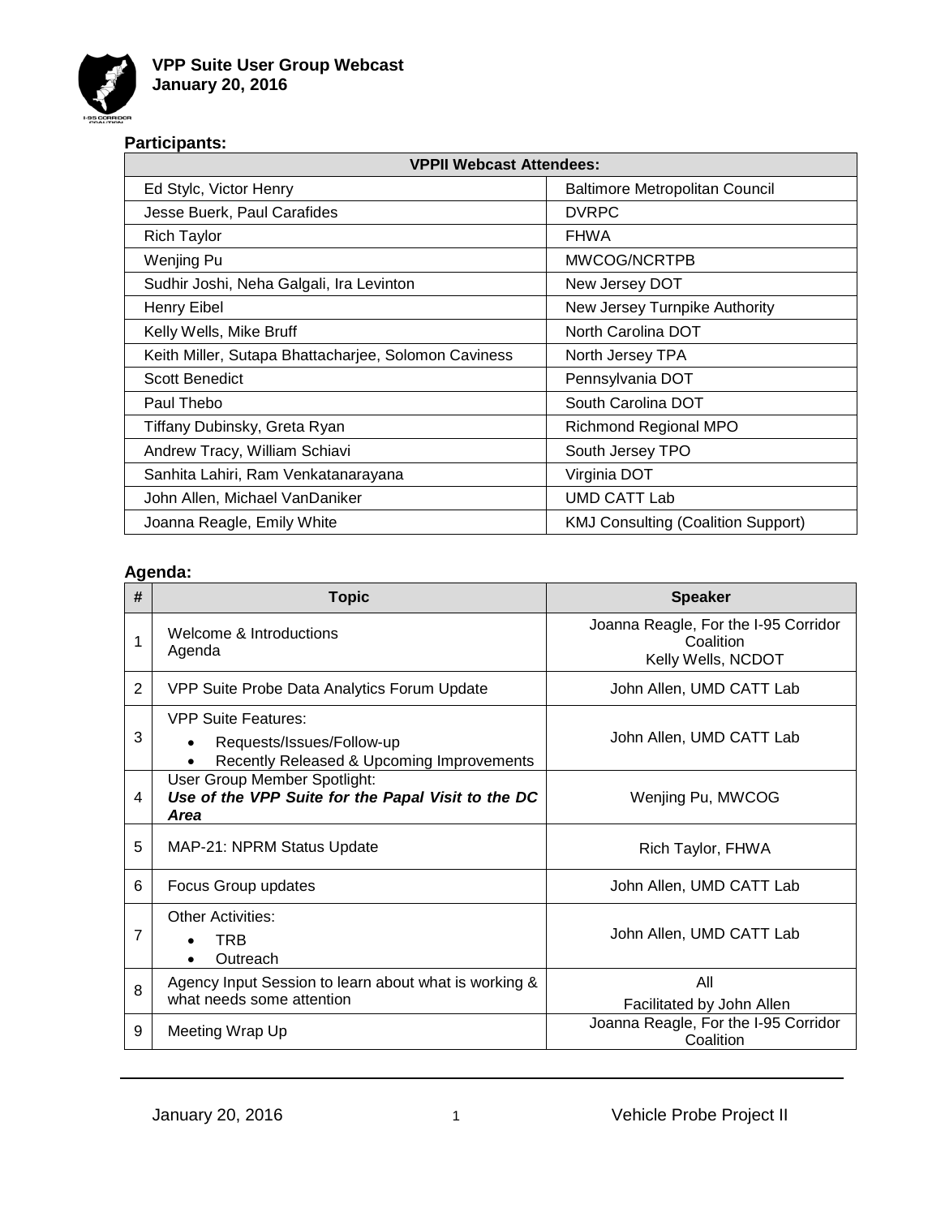# VPP Suite User Group Webcast
## January 20, 2016

**Participants:**

| VPPII Webcast Attendees: | |
|---|---|
| Ed Stylc, Victor Henry | Baltimore Metropolitan Council |
| Jesse Buerk, Paul Carafides | DVRPC |
| Rich Taylor | FHWA |
| Wenjing Pu | MWCOG/NCRTPB |
| Sudhir Joshi, Neha Galgali, Ira Levinton | New Jersey DOT |
| Henry Eibel | New Jersey Turnpike Authority |
| Kelly Wells, Mike Bruff | North Carolina DOT |
| Keith Miller, Sutapa Bhattacharjee, Solomon Caviness | North Jersey TPA |
| Scott Benedict | Pennsylvania DOT |
| Paul Thebo | South Carolina DOT |
| Tiffany Dubinsky, Greta Ryan | Richmond Regional MPO |
| Andrew Tracy, William Schiavi | South Jersey TPO |
| Sanhita Lahiri, Ram Venkatanarayana | Virginia DOT |
| John Allen, Michael VanDaniker | UMD CATT Lab |
| Joanna Reagle, Emily White | KMJ Consulting (Coalition Support) |

**Agenda:**

| # | Topic | Speaker |
|---|---|---|
| 1 | Welcome & Introductions<br>Agenda | Joanna Reagle, For the I-95 Corridor Coalition<br>Kelly Wells, NCDOT |
| 2 | VPP Suite Probe Data Analytics Forum Update | John Allen, UMD CATT Lab |
| 3 | VPP Suite Features:<br>• Requests/Issues/Follow-up<br>• Recently Released & Upcoming Improvements | John Allen, UMD CATT Lab |
| 4 | User Group Member Spotlight:<br>***Use of the VPP Suite for the Papal Visit to the DC Area*** | Wenjing Pu, MWCOG |
| 5 | MAP-21: NPRM Status Update | Rich Taylor, FHWA |
| 6 | Focus Group updates | John Allen, UMD CATT Lab |
| 7 | Other Activities:<br>• TRB<br>• Outreach | John Allen, UMD CATT Lab |
| 8 | Agency Input Session to learn about what is working & what needs some attention | All<br>Facilitated by John Allen |
| 9 | Meeting Wrap Up | Joanna Reagle, For the I-95 Corridor Coalition |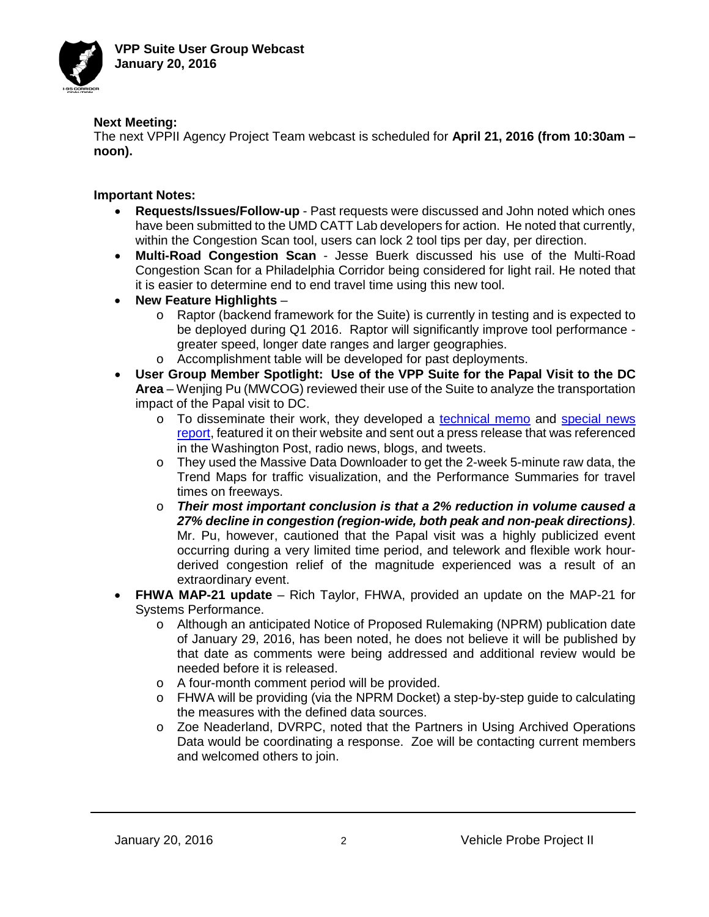**Next Meeting:**
The next VPPII Agency Project Team webcast is scheduled for **April 21, 2016 (from 10:30am – noon).**

**Important Notes:**

- **Requests/Issues/Follow-up** - Past requests were discussed and John noted which ones have been submitted to the UMD CATT Lab developers for action. He noted that currently, within the Congestion Scan tool, users can lock 2 tool tips per day, per direction.
- **Multi-Road Congestion Scan** - Jesse Buerk discussed his use of the Multi-Road Congestion Scan for a Philadelphia Corridor being considered for light rail. He noted that it is easier to determine end to end travel time using this new tool.
- **New Feature Highlights** –
  - Raptor (backend framework for the Suite) is currently in testing and is expected to be deployed during Q1 2016. Raptor will significantly improve tool performance - greater speed, longer date ranges and larger geographies.
  - Accomplishment table will be developed for past deployments.
- **User Group Member Spotlight: Use of the VPP Suite for the Papal Visit to the DC Area** – Wenjing Pu (MWCOG) reviewed their use of the Suite to analyze the transportation impact of the Papal visit to DC.
  - To disseminate their work, they developed a technical memo and special news report, featured it on their website and sent out a press release that was referenced in the Washington Post, radio news, blogs, and tweets.
  - They used the Massive Data Downloader to get the 2-week 5-minute raw data, the Trend Maps for traffic visualization, and the Performance Summaries for travel times on freeways.
  - ***Their most important conclusion is that a 2% reduction in volume caused a 27% decline in congestion (region-wide, both peak and non-peak directions)***. Mr. Pu, however, cautioned that the Papal visit was a highly publicized event occurring during a very limited time period, and telework and flexible work hour-derived congestion relief of the magnitude experienced was a result of an extraordinary event.
- **FHWA MAP-21 update** – Rich Taylor, FHWA, provided an update on the MAP-21 for Systems Performance.
  - Although an anticipated Notice of Proposed Rulemaking (NPRM) publication date of January 29, 2016, has been noted, he does not believe it will be published by that date as comments were being addressed and additional review would be needed before it is released.
  - A four-month comment period will be provided.
  - FHWA will be providing (via the NPRM Docket) a step-by-step guide to calculating the measures with the defined data sources.
  - Zoe Neaderland, DVRPC, noted that the Partners in Using Archived Operations Data would be coordinating a response. Zoe will be contacting current members and welcomed others to join.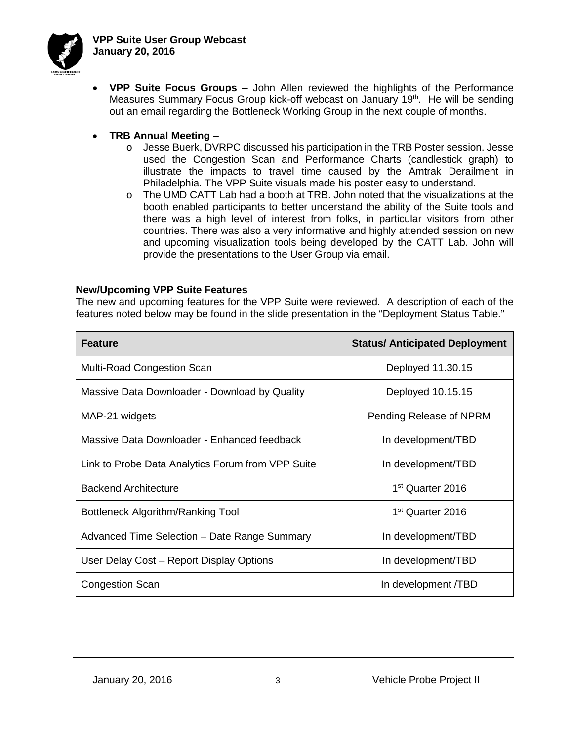- **VPP Suite Focus Groups** – John Allen reviewed the highlights of the Performance Measures Summary Focus Group kick-off webcast on January 19th. He will be sending out an email regarding the Bottleneck Working Group in the next couple of months.

- **TRB Annual Meeting** –
  - Jesse Buerk, DVRPC discussed his participation in the TRB Poster session. Jesse used the Congestion Scan and Performance Charts (candlestick graph) to illustrate the impacts to travel time caused by the Amtrak Derailment in Philadelphia. The VPP Suite visuals made his poster easy to understand.
  - The UMD CATT Lab had a booth at TRB. John noted that the visualizations at the booth enabled participants to better understand the ability of the Suite tools and there was a high level of interest from folks, in particular visitors from other countries. There was also a very informative and highly attended session on new and upcoming visualization tools being developed by the CATT Lab. John will provide the presentations to the User Group via email.

**New/Upcoming VPP Suite Features**

The new and upcoming features for the VPP Suite were reviewed. A description of each of the features noted below may be found in the slide presentation in the "Deployment Status Table."

| Feature | Status/ Anticipated Deployment |
|---|---|
| Multi-Road Congestion Scan | Deployed 11.30.15 |
| Massive Data Downloader - Download by Quality | Deployed 10.15.15 |
| MAP-21 widgets | Pending Release of NPRM |
| Massive Data Downloader - Enhanced feedback | In development/TBD |
| Link to Probe Data Analytics Forum from VPP Suite | In development/TBD |
| Backend Architecture | 1st Quarter 2016 |
| Bottleneck Algorithm/Ranking Tool | 1st Quarter 2016 |
| Advanced Time Selection – Date Range Summary | In development/TBD |
| User Delay Cost – Report Display Options | In development/TBD |
| Congestion Scan | In development /TBD |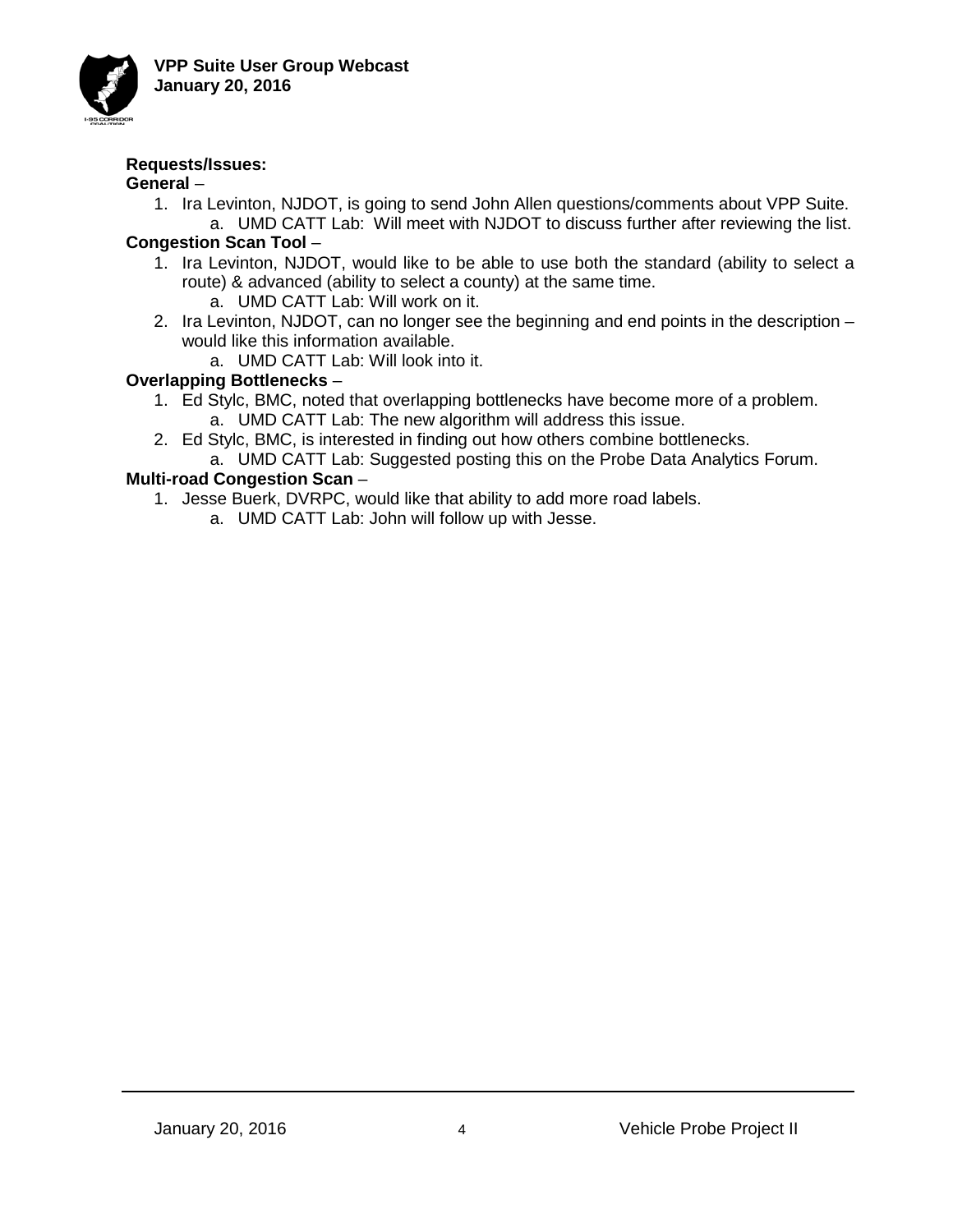**Requests/Issues:**

**General** –

1. Ira Levinton, NJDOT, is going to send John Allen questions/comments about VPP Suite.
    a. UMD CATT Lab: Will meet with NJDOT to discuss further after reviewing the list.

**Congestion Scan Tool** –

1. Ira Levinton, NJDOT, would like to be able to use both the standard (ability to select a route) & advanced (ability to select a county) at the same time.
    a. UMD CATT Lab: Will work on it.
2. Ira Levinton, NJDOT, can no longer see the beginning and end points in the description – would like this information available.
    a. UMD CATT Lab: Will look into it.

**Overlapping Bottlenecks** –

1. Ed Stylc, BMC, noted that overlapping bottlenecks have become more of a problem.
    a. UMD CATT Lab: The new algorithm will address this issue.
2. Ed Stylc, BMC, is interested in finding out how others combine bottlenecks.
    a. UMD CATT Lab: Suggested posting this on the Probe Data Analytics Forum.

**Multi-road Congestion Scan** –

1. Jesse Buerk, DVRPC, would like that ability to add more road labels.
    a. UMD CATT Lab: John will follow up with Jesse.